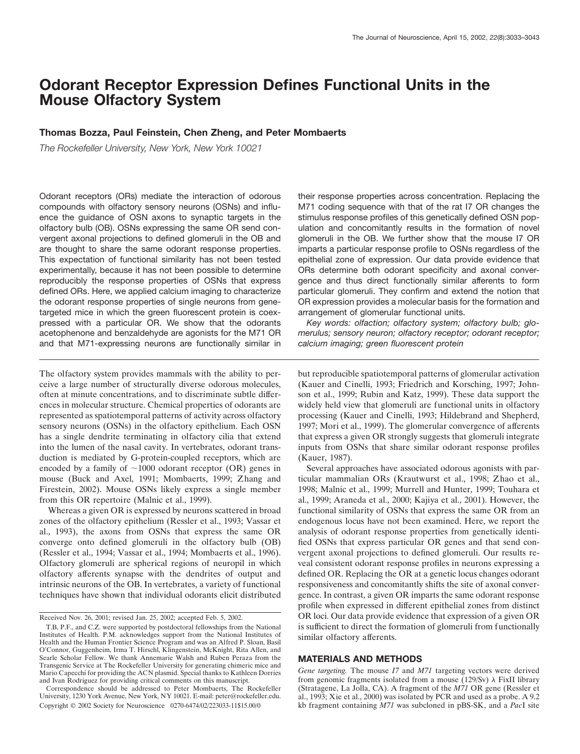# Odorant Receptor Expression Defines Functional Units in the Mouse Olfactory System

**Thomas Bozza, Paul Feinstein, Chen Zheng, and Peter Mombaerts**

*The Rockefeller University, New York, New York 10021*

Odorant receptors (ORs) mediate the interaction of odorous compounds with olfactory sensory neurons (OSNs) and influence the guidance of OSN axons to synaptic targets in the olfactory bulb (OB). OSNs expressing the same OR send convergent axonal projections to defined glomeruli in the OB and are thought to share the same odorant response properties. This expectation of functional similarity has not been tested experimentally, because it has not been possible to determine reproducibly the response properties of OSNs that express defined ORs. Here, we applied calcium imaging to characterize the odorant response properties of single neurons from gene-targeted mice in which the green fluorescent protein is coexpressed with a particular OR. We show that the odorants acetophenone and benzaldehyde are agonists for the M71 OR and that M71-expressing neurons are functionally similar in their response properties across concentration. Replacing the M71 coding sequence with that of the rat I7 OR changes the stimulus response profiles of this genetically defined OSN population and concomitantly results in the formation of novel glomeruli in the OB. We further show that the mouse I7 OR imparts a particular response profile to OSNs regardless of the epithelial zone of expression. Our data provide evidence that ORs determine both odorant specificity and axonal convergence and thus direct functionally similar afferents to form particular glomeruli. They confirm and extend the notion that OR expression provides a molecular basis for the formation and arrangement of glomerular functional units.

*Key words: olfaction; olfactory system; olfactory bulb; glomerulus; sensory neuron; olfactory receptor; odorant receptor; calcium imaging; green fluorescent protein*

The olfactory system provides mammals with the ability to perceive a large number of structurally diverse odorous molecules, often at minute concentrations, and to discriminate subtle differences in molecular structure. Chemical properties of odorants are represented as spatiotemporal patterns of activity across olfactory sensory neurons (OSNs) in the olfactory epithelium. Each OSN has a single dendrite terminating in olfactory cilia that extend into the lumen of the nasal cavity. In vertebrates, odorant transduction is mediated by G-protein-coupled receptors, which are encoded by a family of ~1000 odorant receptor (OR) genes in mouse (Buck and Axel, 1991; Mombaerts, 1999; Zhang and Firestein, 2002). Mouse OSNs likely express a single member from this OR repertoire (Malnic et al., 1999).

Whereas a given OR is expressed by neurons scattered in broad zones of the olfactory epithelium (Ressler et al., 1993; Vassar et al., 1993), the axons from OSNs that express the same OR converge onto defined glomeruli in the olfactory bulb (OB) (Ressler et al., 1994; Vassar et al., 1994; Mombaerts et al., 1996). Olfactory glomeruli are spherical regions of neuropil in which olfactory afferents synapse with the dendrites of output and intrinsic neurons of the OB. In vertebrates, a variety of functional techniques have shown that individual odorants elicit distributed but reproducible spatiotemporal patterns of glomerular activation (Kauer and Cinelli, 1993; Friedrich and Korsching, 1997; Johnson et al., 1999; Rubin and Katz, 1999). These data support the widely held view that glomeruli are functional units in olfactory processing (Kauer and Cinelli, 1993; Hildebrand and Shepherd, 1997; Mori et al., 1999). The glomerular convergence of afferents that express a given OR strongly suggests that glomeruli integrate inputs from OSNs that share similar odorant response profiles (Kauer, 1987).

Several approaches have associated odorous agonists with particular mammalian ORs (Krautwurst et al., 1998; Zhao et al., 1998; Malnic et al., 1999; Murrell and Hunter, 1999; Touhara et al., 1999; Araneda et al., 2000; Kajiya et al., 2001). However, the functional similarity of OSNs that express the same OR from an endogenous locus have not been examined. Here, we report the analysis of odorant response properties from genetically identified OSNs that express particular OR genes and that send convergent axonal projections to defined glomeruli. Our results reveal consistent odorant response profiles in neurons expressing a defined OR. Replacing the OR at a genetic locus changes odorant responsiveness and concomitantly shifts the site of axonal convergence. In contrast, a given OR imparts the same odorant response profile when expressed in different epithelial zones from distinct OR loci. Our data provide evidence that expression of a given OR is sufficient to direct the formation of glomeruli from functionally similar olfactory afferents.

Received Nov. 26, 2001; revised Jan. 25, 2002; accepted Feb. 5, 2002.

T.B, P.F., and C.Z. were supported by postdoctoral fellowships from the National Institutes of Health. P.M. acknowledges support from the National Institutes of Health and the Human Frontier Science Program and was an Alfred P. Sloan, Basil O'Connor, Guggenheim, Irma T. Hirschl, Klingenstein, McKnight, Rita Allen, and Searle Scholar Fellow. We thank Annemarie Walsh and Ruben Peraza from the Transgenic Service at The Rockefeller University for generating chimeric mice and Mario Capecchi for providing the ACN plasmid. Special thanks to Kathleen Dorries and Ivan Rodriguez for providing critical comments on this manuscript.

Correspondence should be addressed to Peter Mombaerts, The Rockefeller University, 1230 York Avenue, New York, NY 10021. E-mail: peter@rockefeller.edu.

Copyright © 2002 Society for Neuroscience 0270-6474/02/223033-11$15.00/0

## MATERIALS AND METHODS

*Gene targeting.* The mouse *I7* and *M71* targeting vectors were derived from genomic fragments isolated from a mouse (129/Sv) λ FixII library (Stratagene, La Jolla, CA). A fragment of the *M71* OR gene (Ressler et al., 1993; Xie et al., 2000) was isolated by PCR and used as a probe. A 9.2 kb fragment containing *M71* was subcloned in pBS-SK, and a *Pac*I site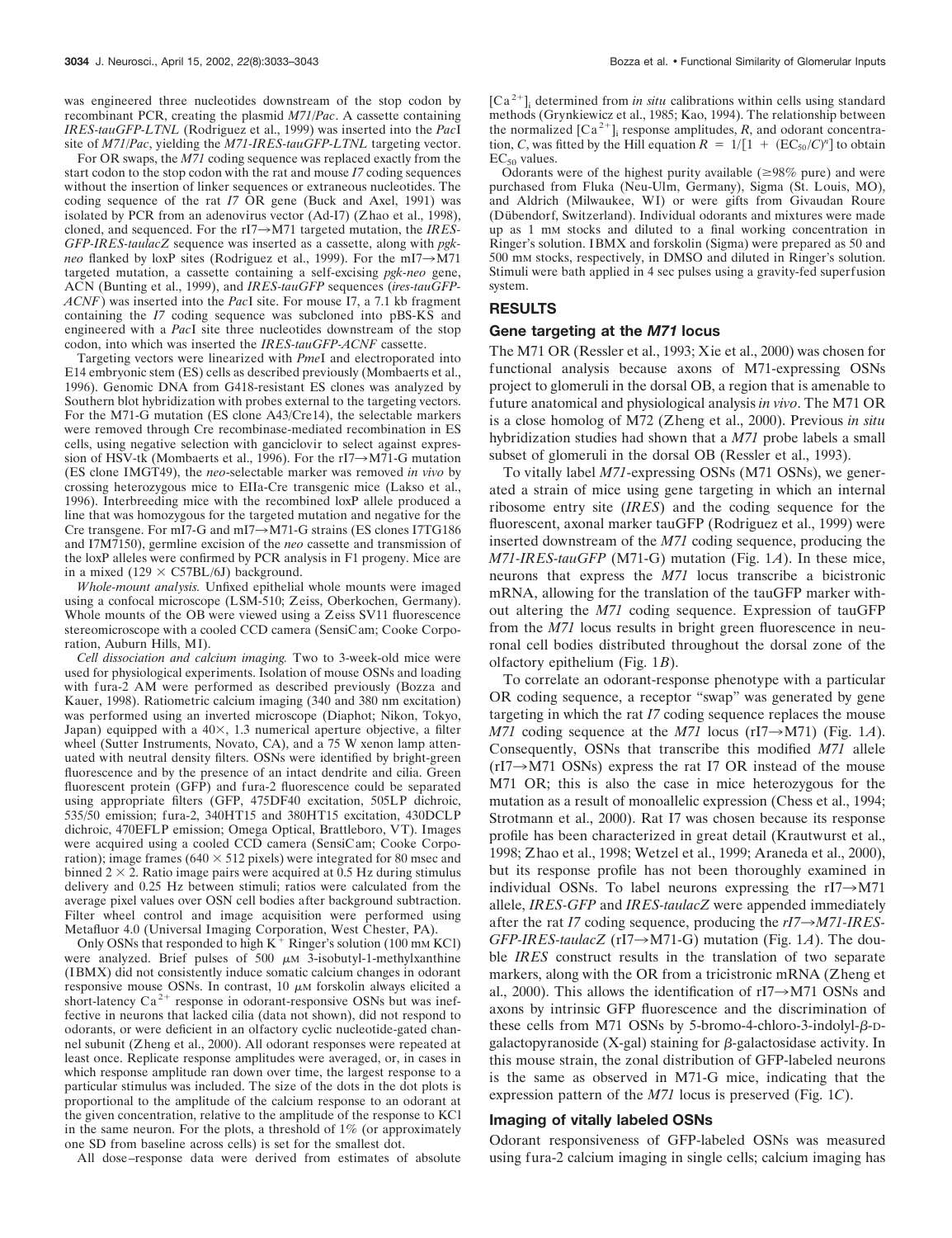was engineered three nucleotides downstream of the stop codon by recombinant PCR, creating the plasmid *M71/Pac*. A cassette containing *IRES-tauGFP-LTNL* (Rodriguez et al., 1999) was inserted into the *Pac*I site of *M71/Pac*, yielding the *M71-IRES-tauGFP* targeting vector.

For OR swaps, the *M71* coding sequence was replaced exactly from the start codon to the stop codon with the rat and mouse *I7* coding sequences without the insertion of linker sequences or extraneous nucleotides. The coding sequence of the rat *I7* OR gene (Buck and Axel, 1991) was isolated by PCR from an adenovirus vector (Ad-I7) (Zhao et al., 1998), cloned, and sequenced. For the rI7→M71 targeted mutation, the *IRES-GFP-IRES-taulacZ* sequence was inserted as a cassette, along with *pgk-neo* flanked by loxP sites (Rodriguez et al., 1999). For the mI7→M71 targeted mutation, a cassette containing a self-excising *pgk-neo* gene, ACN (Bunting et al., 1999), and *IRES-tauGFP* sequences (*ires-tauGFP-ACNF*) was inserted into the *Pac*I site. For mouse I7, a 7.1 kb fragment containing the *I7* coding sequence was subcloned into pBS-KS and engineered with a *Pac*I site three nucleotides downstream of the stop codon, into which was inserted the *IRES-tauGFP-ACNF* cassette.

Targeting vectors were linearized with *Pme*I and electroporated into E14 embryonic stem (ES) cells as described previously (Mombaerts et al., 1996). Genomic DNA from G418-resistant ES clones was analyzed by Southern blot hybridization with probes external to the targeting vectors. For the M71-G mutation (ES clone A43/Cre14), the selectable markers were removed through Cre recombinase-mediated recombination in ES cells, using negative selection with ganciclovir to select against expression of HSV-tk (Mombaerts et al., 1996). For the rI7→M71-G mutation (ES clone IMGT49), the *neo*-selectable marker was removed *in vivo* by crossing heterozygous mice to EIIa-Cre transgenic mice (Lakso et al., 1996). Interbreeding mice with the recombined loxP allele produced a line that was homozygous for the targeted mutation and negative for the Cre transgene. For mI7-G and mI7→M71-G strains (ES clones I7TG186 and I7M7150), germline excision of the *neo* cassette and transmission of the loxP alleles were confirmed by PCR analysis in F1 progeny. Mice are in a mixed (129 × C57BL/6J) background.

*Whole-mount analysis.* Unfixed epithelial whole mounts were imaged using a confocal microscope (LSM-510; Zeiss, Oberkochen, Germany). Whole mounts of the OB were viewed using a Zeiss SV11 fluorescence stereomicroscope with a cooled CCD camera (SensiCam; Cooke Corporation, Auburn Hills, MI).

*Cell dissociation and calcium imaging.* Two to 3-week-old mice were used for physiological experiments. Isolation of mouse OSNs and loading with fura-2 AM were performed as described previously (Bozza and Kauer, 1998). Ratiometric calcium imaging (340 and 380 nm excitation) was performed using an inverted microscope (Diaphot; Nikon, Tokyo, Japan) equipped with a 40×, 1.3 numerical aperture objective, a filter wheel (Sutter Instruments, Novato, CA), and a 75 W xenon lamp attenuated with neutral density filters. OSNs were identified by bright-green fluorescence and by the presence of an intact dendrite and cilia. Green fluorescent protein (GFP) and fura-2 fluorescence could be separated using appropriate filters (GFP, 475DF40 excitation, 505LP dichroic, 535/50 emission; fura-2, 340HT15 and 380HT15 excitation, 430DCLP dichroic, 470EFLP emission; Omega Optical, Brattleboro, VT). Images were acquired using a cooled CCD camera (SensiCam; Cooke Corporation); image frames (640 × 512 pixels) were integrated for 80 msec and binned 2 × 2. Ratio image pairs were acquired at 0.5 Hz during stimulus delivery and 0.25 Hz between stimuli; ratios were calculated from the average pixel values over OSN cell bodies after background subtraction. Filter wheel control and image acquisition were performed using Metafluor 4.0 (Universal Imaging Corporation, West Chester, PA).

Only OSNs that responded to high $K^+$ Ringer's solution (100 mM KCl) were analyzed. Brief pulses of 500 μM 3-isobutyl-1-methylxanthine (IBMX) did not consistently induce somatic calcium changes in odorant responsive mouse OSNs. In contrast, 10 μM forskolin always elicited a short-latency $Ca^{2+}$ response in odorant-responsive OSNs but was ineffective in neurons that lacked cilia (data not shown), did not respond to odorants, or were deficient in an olfactory cyclic nucleotide-gated channel subunit (Zheng et al., 2000). All odorant responses were repeated at least once. Replicate response amplitudes were averaged, or, in cases in which response amplitude ran down over time, the largest response to a particular stimulus was included. The size of the dots in the dot plots is proportional to the amplitude of the calcium response to an odorant at the given concentration, relative to the amplitude of the response to KCl in the same neuron. For the plots, a threshold of 1% (or approximately one SD from baseline across cells) is set for the smallest dot.

All dose–response data were derived from estimates of absolute $[Ca^{2+}]_i$ determined from *in situ* calibrations within cells using standard methods (Grynkiewicz et al., 1985; Kao, 1994). The relationship between the normalized $[Ca^{2+}]_i$ response amplitudes, $R$, and odorant concentration, $C$, was fitted by the Hill equation $R = 1/[1 + (EC_{50}/C)^n]$ to obtain $EC_{50}$ values.

Odorants were of the highest purity available (≥98% pure) and were purchased from Fluka (Neu-Ulm, Germany), Sigma (St. Louis, MO), and Aldrich (Milwaukee, WI) or were gifts from Givaudan Roure (Dübendorf, Switzerland). Individual odorants and mixtures were made up as 1 mM stocks and diluted to a final working concentration in Ringer's solution. IBMX and forskolin (Sigma) were prepared as 50 and 500 mM stocks, respectively, in DMSO and diluted in Ringer's solution. Stimuli were bath applied in 4 sec pulses using a gravity-fed superfusion system.

## RESULTS

### Gene targeting at the *M71* locus

The M71 OR (Ressler et al., 1993; Xie et al., 2000) was chosen for functional analysis because axons of M71-expressing OSNs project to glomeruli in the dorsal OB, a region that is amenable to future anatomical and physiological analysis *in vivo*. The M71 OR is a close homolog of M72 (Zheng et al., 2000). Previous *in situ* hybridization studies had shown that a *M71* probe labels a small subset of glomeruli in the dorsal OB (Ressler et al., 1993).

To vitally label *M71*-expressing OSNs (M71 OSNs), we generated a strain of mice using gene targeting in which an internal ribosome entry site (*IRES*) and the coding sequence for the fluorescent, axonal marker tauGFP (Rodriguez et al., 1999) were inserted downstream of the *M71* coding sequence, producing the *M71-IRES-tauGFP* (M71-G) mutation (Fig. 1*A*). In these mice, neurons that express the *M71* locus transcribe a bicistronic mRNA, allowing for the translation of the tauGFP marker without altering the *M71* coding sequence. Expression of tauGFP from the *M71* locus results in bright green fluorescence in neuronal cell bodies distributed throughout the dorsal zone of the olfactory epithelium (Fig. 1*B*).

To correlate an odorant-response phenotype with a particular OR coding sequence, a receptor "swap" was generated by gene targeting in which the rat *I7* coding sequence replaces the mouse *M71* coding sequence at the *M71* locus (rI7→M71) (Fig. 1*A*). Consequently, OSNs that transcribe this modified *M71* allele (rI7→M71 OSNs) express the rat I7 OR instead of the mouse M71 OR; this is also the case in mice heterozygous for the mutation as a result of monoallelic expression (Chess et al., 1994; Strotmann et al., 2000). Rat I7 was chosen because its response profile has been characterized in great detail (Krautwurst et al., 1998; Zhao et al., 1998; Wetzel et al., 1999; Araneda et al., 2000), but its response profile has not been thoroughly examined in individual OSNs. To label neurons expressing the rI7→M71 allele, *IRES-GFP* and *IRES-taulacZ* were appended immediately after the rat *I7* coding sequence, producing the *rI7→M71-IRES-GFP-IRES-taulacZ* (rI7→M71-G) mutation (Fig. 1*A*). The double *IRES* construct results in the translation of two separate markers, along with the OR from a tricistronic mRNA (Zheng et al., 2000). This allows the identification of rI7→M71 OSNs and axons by intrinsic GFP fluorescence and the discrimination of these cells from M71 OSNs by 5-bromo-4-chloro-3-indolyl-β-D-galactopyranoside (X-gal) staining for β-galactosidase activity. In this mouse strain, the zonal distribution of GFP-labeled neurons is the same as observed in M71-G mice, indicating that the expression pattern of the *M71* locus is preserved (Fig. 1*C*).

### Imaging of vitally labeled OSNs

Odorant responsiveness of GFP-labeled OSNs was measured using fura-2 calcium imaging in single cells; calcium imaging has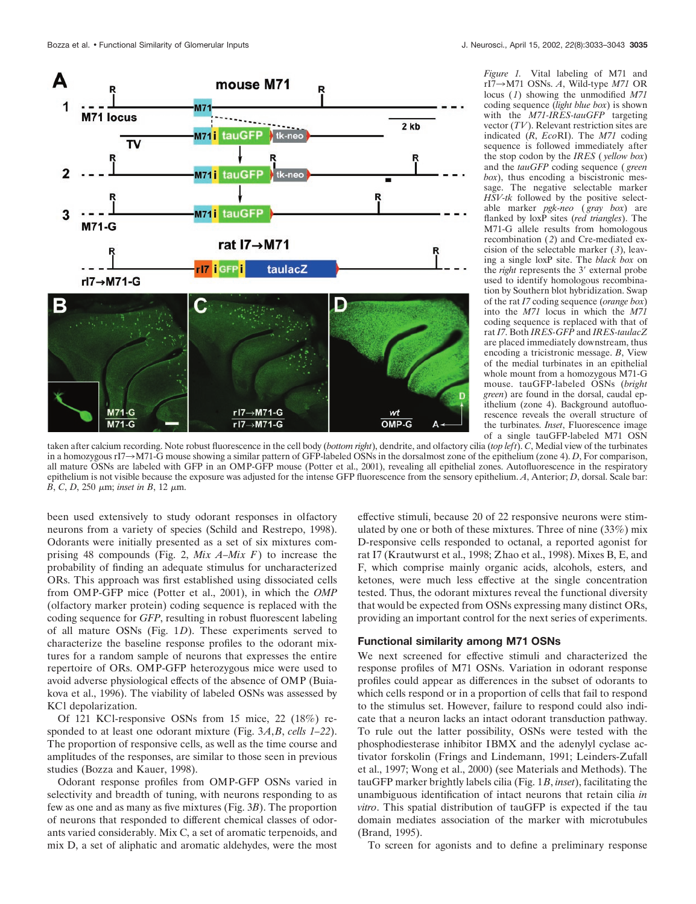A

1 M71 locus

mouse M71

R R

M71

2 kb

TV

M71 i tauGFP tk-neo

2

R R R

M71 i tauGFP tk-neo

3

R R

M71 i tauGFP

M71-G

rat I7→M71

R R

rI7 i GFP i taulacZ

rI7→M71-G

B M71-G / M71-G

C rI7→M71-G / rI7→M71-G

D wt / OMP-G

D

A

*Figure 1.* Vital labeling of M71 and rI7→M71 OSNs. *A*, Wild-type *M71* OR locus (*1*) showing the unmodified *M71* coding sequence (*light blue box*) is shown with the *M71-IRES-tauGFP* targeting vector (*TV*). Relevant restriction sites are indicated (*R*, *Eco*RI). The *M71* coding sequence is followed immediately after the stop codon by the *IRES* (*yellow box*) and the *tauGFP* coding sequence (*green box*), thus encoding a biscistronic message. The negative selectable marker *HSV-tk* followed by the positive selectable marker *pgk-neo* (*gray box*) are flanked by loxP sites (*red triangles*). The M71-G allele results from homologous recombination (*2*) and Cre-mediated excision of the selectable marker (*3*), leaving a single loxP site. The *black box* on the *right* represents the 3′ external probe used to identify homologous recombination by Southern blot hybridization. Swap of the rat *I7* coding sequence (*orange box*) into the *M71* locus in which the *M71* coding sequence is replaced with that of rat *I7*. Both *IRES-GFP* and *IRES-taulacZ* are placed immediately downstream, thus encoding a tricistronic message. *B*, View of the medial turbinates in an epithelial whole mount from a homozygous M71-G mouse. tauGFP-labeled OSNs (*bright green*) are found in the dorsal, caudal epithelium (zone 4). Background autofluorescence reveals the overall structure of the turbinates. *Inset*, Fluorescence image of a single tauGFP-labeled M71 OSN taken after calcium recording. Note robust fluorescence in the cell body (*bottom right*), dendrite, and olfactory cilia (*top left*). *C*, Medial view of the turbinates in a homozygous rI7→M71-G mouse showing a similar pattern of GFP-labeled OSNs in the dorsalmost zone of the epithelium (zone 4). *D*, For comparison, all mature OSNs are labeled with GFP in an OMP-GFP mouse (Potter et al., 2001), revealing all epithelial zones. Autofluorescence in the respiratory epithelium is not visible because the exposure was adjusted for the intense GFP fluorescence from the sensory epithelium. *A*, Anterior; *D*, dorsal. Scale bar: *B*, *C*, *D*, 250 μm; *inset in B*, 12 μm.

been used extensively to study odorant responses in olfactory neurons from a variety of species (Schild and Restrepo, 1998). Odorants were initially presented as a set of six mixtures comprising 48 compounds (Fig. 2, *Mix A–Mix F*) to increase the probability of finding an adequate stimulus for uncharacterized ORs. This approach was first established using dissociated cells from OMP-GFP mice (Potter et al., 2001), in which the *OMP* (olfactory marker protein) coding sequence is replaced with the coding sequence for *GFP*, resulting in robust fluorescent labeling of all mature OSNs (Fig. 1*D*). These experiments served to characterize the baseline response profiles to the odorant mixtures for a random sample of neurons that expresses the entire repertoire of ORs. OMP-GFP heterozygous mice were used to avoid adverse physiological effects of the absence of OMP (Buiakova et al., 1996). The viability of labeled OSNs was assessed by KCl depolarization.

Of 121 KCl-responsive OSNs from 15 mice, 22 (18%) responded to at least one odorant mixture (Fig. 3*A*,*B*, *cells 1–22*). The proportion of responsive cells, as well as the time course and amplitudes of the responses, are similar to those seen in previous studies (Bozza and Kauer, 1998).

Odorant response profiles from OMP-GFP OSNs varied in selectivity and breadth of tuning, with neurons responding to as few as one and as many as five mixtures (Fig. 3*B*). The proportion of neurons that responded to different chemical classes of odorants varied considerably. Mix C, a set of aromatic terpenoids, and mix D, a set of aliphatic and aromatic aldehydes, were the most effective stimuli, because 20 of 22 responsive neurons were stimulated by one or both of these mixtures. Three of nine (33%) mix D-responsive cells responded to octanal, a reported agonist for rat I7 (Krautwurst et al., 1998; Zhao et al., 1998). Mixes B, E, and F, which comprise mainly organic acids, alcohols, esters, and ketones, were much less effective at the single concentration tested. Thus, the odorant mixtures reveal the functional diversity that would be expected from OSNs expressing many distinct ORs, providing an important control for the next series of experiments.

## Functional similarity among M71 OSNs

We next screened for effective stimuli and characterized the response profiles of M71 OSNs. Variation in odorant response profiles could appear as differences in the subset of odorants to which cells respond or in a proportion of cells that fail to respond to the stimulus set. However, failure to respond could also indicate that a neuron lacks an intact odorant transduction pathway. To rule out the latter possibility, OSNs were tested with the phosphodiesterase inhibitor IBMX and the adenylyl cyclase activator forskolin (Frings and Lindemann, 1991; Leinders-Zufall et al., 1997; Wong et al., 2000) (see Materials and Methods). The tauGFP marker brightly labels cilia (Fig. 1*B*, *inset*), facilitating the unambiguous identification of intact neurons that retain cilia *in vitro*. This spatial distribution of tauGFP is expected if the tau domain mediates association of the marker with microtubules (Brand, 1995).

To screen for agonists and to define a preliminary response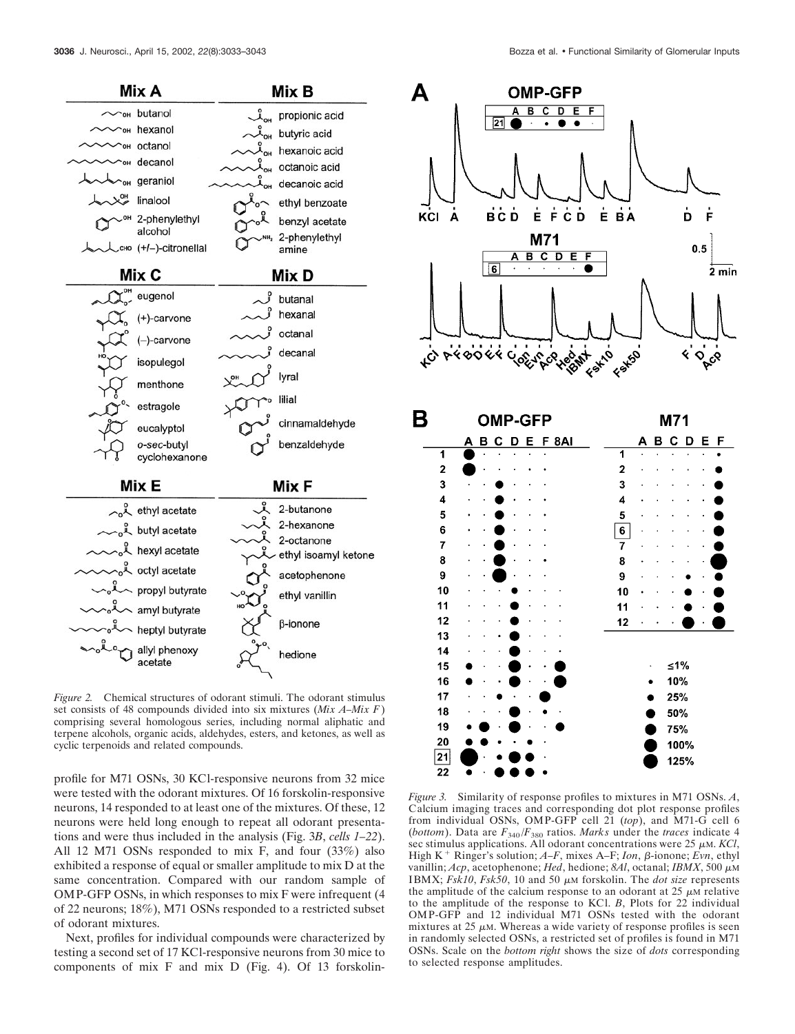**Mix A**

butanol
hexanol
octanol
decanol
geraniol
linalool
2-phenylethyl alcohol
(+/−)-citronellal

**Mix B**

propionic acid
butyric acid
hexanoic acid
octanoic acid
decanoic acid
ethyl benzoate
benzyl acetate
2-phenylethyl amine

**Mix C**

eugenol
(+)-carvone
(−)-carvone
isopulegol
menthone
estragole
eucalyptol
*o*-*sec*-butyl cyclohexanone

**Mix D**

butanal
hexanal
octanal
decanal
lyral
lilial
cinnamaldehyde
benzaldehyde

**Mix E**

ethyl acetate
butyl acetate
hexyl acetate
octyl acetate
propyl butyrate
amyl butyrate
heptyl butyrate
allyl phenoxy acetate

**Mix F**

2-butanone
2-hexanone
2-octanone
ethyl isoamyl ketone
acetophenone
ethyl vanillin
β-ionone
hedione

*Figure 2.* Chemical structures of odorant stimuli. The odorant stimulus set consists of 48 compounds divided into six mixtures (*Mix A–Mix F*) comprising several homologous series, including normal aliphatic and terpene alcohols, organic acids, aldehydes, esters, and ketones, as well as cyclic terpenoids and related compounds.

A

OMP-GFP

A B C D E F

21

KCl A B C D E F C D E B A D F

M71

A B C D E F

6

0.5

2 min

KCl A F B D E F C Ion Evn Acp Hed IBMX Fsk10 Fsk50 F D Acp

B

OMP-GFP

A B C D E F 8Al

1 2 3 4 5 6 7 8 9 10 11 12 13 14 15 16 17 18 19 20 21 22

M71

A B C D E F

1 2 3 4 5 6 7 8 9 10 11 12

≤1%
10%
25%
50%
75%
100%
125%

*Figure 3.* Similarity of response profiles to mixtures in M71 OSNs. *A*, Calcium imaging traces and corresponding dot plot response profiles from individual OSNs, OMP-GFP cell 21 (*top*), and M71-G cell 6 (*bottom*). Data are $F_{340}/F_{380}$ ratios. *Marks* under the *traces* indicate 4 sec stimulus applications. All odorant concentrations were 25 μM. *KCl*, High K$^+$ Ringer's solution; *A–F*, mixes A–F; *Ion*, β-ionone; *Evn*, ethyl vanillin; *Acp*, acetophenone; *Hed*, hedione; *8Al*, octanal; *IBMX*, 500 μM IBMX; *Fsk10*, *Fsk50*, 10 and 50 μM forskolin. The *dot size* represents the amplitude of the calcium response to an odorant at 25 μM relative to the amplitude of the response to KCl. *B*, Plots for 22 individual OMP-GFP and 12 individual M71 OSNs tested with the odorant mixtures at 25 μM. Whereas a wide variety of response profiles is seen in randomly selected OSNs, a restricted set of profiles is found in M71 OSNs. Scale on the *bottom right* shows the size of *dots* corresponding to selected response amplitudes.

profile for M71 OSNs, 30 KCl-responsive neurons from 32 mice were tested with the odorant mixtures. Of 16 forskolin-responsive neurons, 14 responded to at least one of the mixtures. Of these, 12 neurons were held long enough to repeat all odorant presentations and were thus included in the analysis (Fig. 3*B*, *cells 1–22*). All 12 M71 OSNs responded to mix F, and four (33%) also exhibited a response of equal or smaller amplitude to mix D at the same concentration. Compared with our random sample of OMP-GFP OSNs, in which responses to mix F were infrequent (4 of 22 neurons; 18%), M71 OSNs responded to a restricted subset of odorant mixtures.

Next, profiles for individual compounds were characterized by testing a second set of 17 KCl-responsive neurons from 30 mice to components of mix F and mix D (Fig. 4). Of 13 forskolin-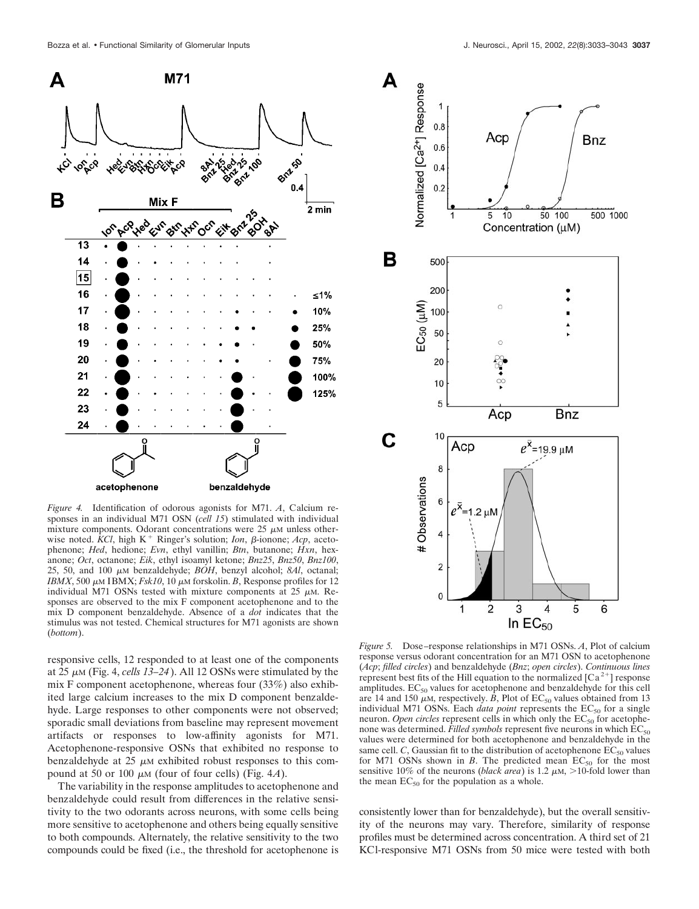**A**

M71

KCl Ion Acp Hed Evn Btn Hxn Ocn Eik Acp 8Al Bnz 25 Hed Bnz 25 Bnz 100 Bnz 50

0.4

2 min

**B**

Mix F

Ion Acp Hed Evn Btn Hxn Ocn Eik Bnz 25 BOH 8Al

13
14
15
16
17
18
19
20
21
22
23
24

≤1%
10%
25%
50%
75%
100%
125%

acetophenone

benzaldehyde

*Figure 4.* Identification of odorous agonists for M71. *A*, Calcium responses in an individual M71 OSN (*cell 15*) stimulated with individual mixture components. Odorant concentrations were 25 μM unless otherwise noted. *KCl*, high $K^+$ Ringer's solution; *Ion*, β-ionone; *Acp*, acetophenone; *Hed*, hedione; *Evn*, ethyl vanillin; *Btn*, butanone; *Hxn*, hexanone; *Oct*, octanone; *Eik*, ethyl isoamyl ketone; *Bnz25*, *Bnz50*, *Bnz100*, 25, 50, and 100 μM benzaldehyde; *BOH*, benzyl alcohol; *8Al*, octanal; *IBMX*, 500 μM IBMX; *Fsk10*, 10 μM forskolin. *B*, Response profiles for 12 individual M71 OSNs tested with mixture components at 25 μM. Responses are observed to the mix F component acetophenone and to the mix D component benzaldehyde. Absence of a *dot* indicates that the stimulus was not tested. Chemical structures for M71 agonists are shown (*bottom*).

responsive cells, 12 responded to at least one of the components at 25 μM (Fig. 4, *cells 13–24*). All 12 OSNs were stimulated by the mix F component acetophenone, whereas four (33%) also exhibited large calcium increases to the mix D component benzaldehyde. Large responses to other components were not observed; sporadic small deviations from baseline may represent movement artifacts or responses to low-affinity agonists for M71. Acetophenone-responsive OSNs that exhibited no response to benzaldehyde at 25 μM exhibited robust responses to this compound at 50 or 100 μM (four of four cells) (Fig. 4*A*).

The variability in the response amplitudes to acetophenone and benzaldehyde could result from differences in the relative sensitivity to the two odorants across neurons, with some cells being more sensitive to acetophenone and others being equally sensitive to both compounds. Alternately, the relative sensitivity to the two compounds could be fixed (i.e., the threshold for acetophenone is consistently lower than for benzaldehyde), but the overall sensitivity of the neurons may vary. Therefore, similarity of response profiles must be determined across concentration. A third set of 21 KCl-responsive M71 OSNs from 50 mice were tested with both

**A**

Normalized $[Ca^{2+}]$ Response

1
0.8
0.6
0.4
0.2

Acp
Bnz

1 5 10 50 100 500 1000
Concentration (μM)

**B**

$EC_{50}$ (μM)

500
200
100
50
20
10
5

Acp
Bnz

**C**

Acp

$e^{\bar{x}}$=19.9 μM

$e^{\bar{x}}$=1.2 μM

# Observations

10
8
6
4
2
0

1 2 3 4 5 6
ln $EC_{50}$

*Figure 5.* Dose–response relationships in M71 OSNs. *A*, Plot of calcium response versus odorant concentration for an M71 OSN to acetophenone (*Acp*; *filled circles*) and benzaldehyde (*Bnz*; *open circles*). *Continuous lines* represent best fits of the Hill equation to the normalized $[Ca^{2+}]$ response amplitudes. $EC_{50}$ values for acetophenone and benzaldehyde for this cell are 14 and 150 μM, respectively. *B*, Plot of $EC_{50}$ values obtained from 13 individual M71 OSNs. Each *data point* represents the $EC_{50}$ for a single neuron. *Open circles* represent cells in which only the $EC_{50}$ for acetophenone was determined. *Filled symbols* represent five neurons in which $EC_{50}$ values were determined for both acetophenone and benzaldehyde in the same cell. *C*, Gaussian fit to the distribution of acetophenone $EC_{50}$ values for M71 OSNs shown in *B*. The predicted mean $EC_{50}$ for the most sensitive 10% of the neurons (*black area*) is 1.2 μM, >10-fold lower than the mean $EC_{50}$ for the population as a whole.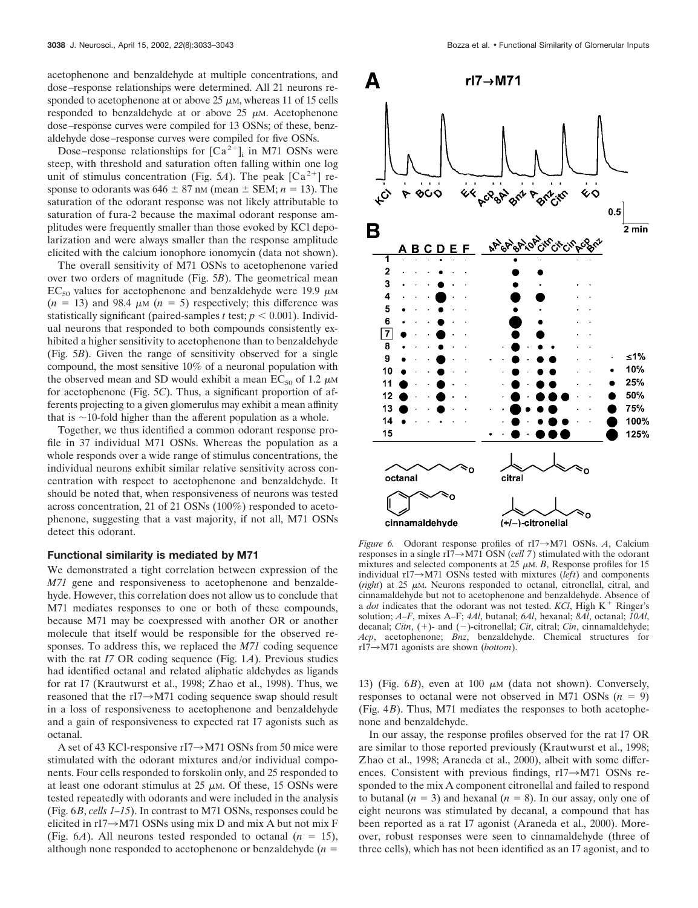acetophenone and benzaldehyde at multiple concentrations, and dose–response relationships were determined. All 21 neurons responded to acetophenone at or above 25 μM, whereas 11 of 15 cells responded to benzaldehyde at or above 25 μM. Acetophenone dose–response curves were compiled for 13 OSNs; of these, benzaldehyde dose–response curves were compiled for five OSNs.

Dose–response relationships for $[Ca^{2+}]_i$ in M71 OSNs were steep, with threshold and saturation often falling within one log unit of stimulus concentration (Fig. 5*A*). The peak $[Ca^{2+}]$ response to odorants was $646 \pm 87$ nM (mean ± SEM; $n = 13$). The saturation of the odorant response was not likely attributable to saturation of fura-2 because the maximal odorant response amplitudes were frequently smaller than those evoked by KCl depolarization and were always smaller than the response amplitude elicited with the calcium ionophore ionomycin (data not shown).

The overall sensitivity of M71 OSNs to acetophenone varied over two orders of magnitude (Fig. 5*B*). The geometrical mean $EC_{50}$ values for acetophenone and benzaldehyde were 19.9 μM ($n = 13$) and 98.4 μM ($n = 5$) respectively; this difference was statistically significant (paired-samples *t* test; $p < 0.001$). Individual neurons that responded to both compounds consistently exhibited a higher sensitivity to acetophenone than to benzaldehyde (Fig. 5*B*). Given the range of sensitivity observed for a single compound, the most sensitive 10% of a neuronal population with the observed mean and SD would exhibit a mean $EC_{50}$ of 1.2 μM for acetophenone (Fig. 5*C*). Thus, a significant proportion of afferents projecting to a given glomerulus may exhibit a mean affinity that is ~10-fold higher than the afferent population as a whole.

Together, we thus identified a common odorant response profile in 37 individual M71 OSNs. Whereas the population as a whole responds over a wide range of stimulus concentrations, the individual neurons exhibit similar relative sensitivity across concentration with respect to acetophenone and benzaldehyde. It should be noted that, when responsiveness of neurons was tested across concentration, 21 of 21 OSNs (100%) responded to acetophenone, suggesting that a vast majority, if not all, M71 OSNs detect this odorant.

### Functional similarity is mediated by M71

We demonstrated a tight correlation between expression of the *M71* gene and responsiveness to acetophenone and benzaldehyde. However, this correlation does not allow us to conclude that M71 mediates responses to one or both of these compounds, because M71 may be coexpressed with another OR or another molecule that itself would be responsible for the observed responses. To address this, we replaced the *M71* coding sequence with the rat *I7* OR coding sequence (Fig. 1*A*). Previous studies had identified octanal and related aliphatic aldehydes as ligands for rat I7 (Krautwurst et al., 1998; Zhao et al., 1998). Thus, we reasoned that the rI7→M71 coding sequence swap should result in a loss of responsiveness to acetophenone and benzaldehyde and a gain of responsiveness to expected rat I7 agonists such as octanal.

A set of 43 KCl-responsive rI7→M71 OSNs from 50 mice were stimulated with the odorant mixtures and/or individual components. Four cells responded to forskolin only, and 25 responded to at least one odorant stimulus at 25 μM. Of these, 15 OSNs were tested repeatedly with odorants and were included in the analysis (Fig. 6*B*, *cells 1–15*). In contrast to M71 OSNs, responses could be elicited in rI7→M71 OSNs using mix D and mix A but not mix F (Fig. 6*A*). All neurons tested responded to octanal ($n = 15$), although none responded to acetophenone or benzaldehyde ($n = 13$) (Fig. 6*B*), even at 100 μM (data not shown). Conversely, responses to octanal were not observed in M71 OSNs ($n = 9$) (Fig. 4*B*). Thus, M71 mediates the responses to both acetophenone and benzaldehyde.

In our assay, the response profiles observed for the rat I7 OR are similar to those reported previously (Krautwurst et al., 1998; Zhao et al., 1998; Araneda et al., 2000), albeit with some differences. Consistent with previous findings, rI7→M71 OSNs responded to the mix A component citronellal and failed to respond to butanal ($n = 3$) and hexanal ($n = 8$). In our assay, only one of eight neurons was stimulated by decanal, a compound that has been reported as a rat I7 agonist (Araneda et al., 2000). Moreover, robust responses were seen to cinnamaldehyde (three of three cells), which has not been identified as an I7 agonist, and to

A

rI7→M71

KCl A B C D E F Acp 8Al Bnz A Bnz Citn E D

0.5

2 min

B

A B C D E F 4Al 6Al 8Al 10Al Citn Cit Cin Acp Bnz

1 2 3 4 5 6 7 8 9 10 11 12 13 14 15

≤1%
10%
25%
50%
75%
100%
125%

octanal
citral
cinnamaldehyde
(+/−)-citronellal

*Figure 6.* Odorant response profiles of rI7→M71 OSNs. *A*, Calcium responses in a single rI7→M71 OSN (*cell 7*) stimulated with the odorant mixtures and selected components at 25 μM. *B*, Response profiles for 15 individual rI7→M71 OSNs tested with mixtures (*left*) and components (*right*) at 25 μM. Neurons responded to octanal, citronellal, citral, and cinnamaldehyde but not to acetophenone and benzaldehyde. Absence of a *dot* indicates that the odorant was not tested. *KCl*, High $K^+$ Ringer's solution; *A–F*, mixes A–F; *4Al*, butanal; *6Al*, hexanal; *8Al*, octanal; *10Al*, decanal; *Citn*, (+)- and (−)-citronellal; *Cit*, citral; *Cin*, cinnamaldehyde; *Acp*, acetophenone; *Bnz*, benzaldehyde. Chemical structures for rI7→M71 agonists are shown (*bottom*).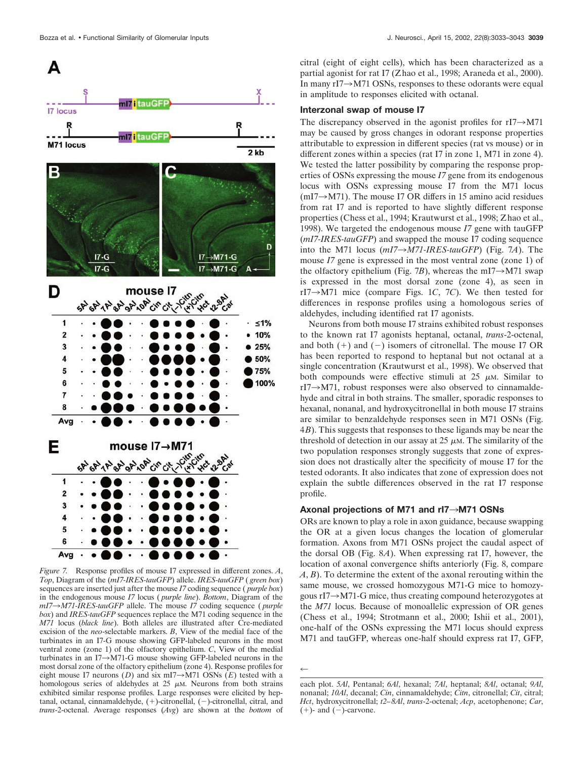A

I7 locus

M71 locus

2 kb

B

C

I7-G / I7-G

I7→M71-G / I7→M71-G

D

A

D mouse I7

5Al 6Al 7Al 8Al 9Al 10Al Cin Cit (−)Citn (+)Citn Hct t2-8Al Car

1 2 3 4 5 6 7 8 Avg

≤1% 10% 25% 50% 75% 100%

E mouse I7→M71

5Al 6Al 7Al 8Al 9Al 10Al Cin Cit (−)Citn (+)Citn Hct t2-8Al Car

1 2 3 4 5 6 Avg

*Figure 7.* Response profiles of mouse I7 expressed in different zones. *A*, *Top*, Diagram of the (*mI7-IRES-tauGFP*) allele. *IRES-tauGFP* (*green box*) sequences are inserted just after the mouse *I7* coding sequence (*purple box*) in the endogenous mouse *I7* locus (*purple line*). *Bottom*, Diagram of the *mI7→M71-IRES-tauGFP* allele. The mouse *I7* coding sequence (*purple box*) and *IRES-tauGFP* sequences replace the M71 coding sequence in the *M71* locus (*black line*). Both alleles are illustrated after Cre-mediated excision of the *neo*-selectable markers. *B*, View of the medial face of the turbinates in an I7-G mouse showing GFP-labeled neurons in the most ventral zone (zone 1) of the olfactory epithelium. *C*, View of the medial turbinates in an I7→M71-G mouse showing GFP-labeled neurons in the most dorsal zone of the olfactory epithelium (zone 4). Response profiles for eight mouse I7 neurons (*D*) and six mI7→M71 OSNs (*E*) tested with a homologous series of aldehydes at 25 μM. Neurons from both strains exhibited similar response profiles. Large responses were elicited by heptanal, octanal, cinnamaldehyde, (+)-citronellal, (−)-citronellal, citral, and *trans*-2-octenal. Average responses (*Avg*) are shown at the bottom of each plot. *5Al*, Pentanal; *6Al*, hexanal; *7Al*, heptanal; *8Al*, octanal; *9Al*, nonanal; *10Al*, decanal; *Cin*, cinnamaldehyde; *Citn*, citronellal; *Cit*, citral; *Hct*, hydroxycitronellal; *t2–8Al*, *trans*-2-octenal; *Acp*, acetophenone; *Car*, (+)- and (−)-carvone.

citral (eight of eight cells), which has been characterized as a partial agonist for rat I7 (Zhao et al., 1998; Araneda et al., 2000). In many rI7→M71 OSNs, responses to these odorants were equal in amplitude to responses elicited with octanal.

### Interzonal swap of mouse I7

The discrepancy observed in the agonist profiles for rI7→M71 may be caused by gross changes in odorant response properties attributable to expression in different species (rat vs mouse) or in different zones within a species (rat I7 in zone 1, M71 in zone 4). We tested the latter possibility by comparing the response properties of OSNs expressing the mouse *I7* gene from its endogenous locus with OSNs expressing mouse I7 from the M71 locus (mI7→M71). The mouse I7 OR differs in 15 amino acid residues from rat I7 and is reported to have slightly different response properties (Chess et al., 1994; Krautwurst et al., 1998; Zhao et al., 1998). We targeted the endogenous mouse *I7* gene with tauGFP (*mI7-IRES-tauGFP*) and swapped the mouse I7 coding sequence into the M71 locus (*mI7→M71-IRES-tauGFP*) (Fig. 7*A*). The mouse *I7* gene is expressed in the most ventral zone (zone 1) of the olfactory epithelium (Fig. 7*B*), whereas the mI7→M71 swap is expressed in the most dorsal zone (zone 4), as seen in rI7→M71 mice (compare Figs. 1*C*, 7*C*). We then tested for differences in response profiles using a homologous series of aldehydes, including identified rat I7 agonists.

Neurons from both mouse I7 strains exhibited robust responses to the known rat I7 agonists heptanal, octanal, *trans*-2-octenal, and both (+) and (−) isomers of citronellal. The mouse I7 OR has been reported to respond to heptanal but not octanal at a single concentration (Krautwurst et al., 1998). We observed that both compounds were effective stimuli at 25 μM. Similar to rI7→M71, robust responses were also observed to cinnamaldehyde and citral in both strains. The smaller, sporadic responses to hexanal, nonanal, and hydroxycitronellal in both mouse I7 strains are similar to benzaldehyde responses seen in M71 OSNs (Fig. 4*B*). This suggests that responses to these ligands may be near the threshold of detection in our assay at 25 μM. The similarity of the two population responses strongly suggests that zone of expression does not drastically alter the specificity of mouse I7 for the tested odorants. It also indicates that zone of expression does not explain the subtle differences observed in the rat I7 response profile.

### Axonal projections of M71 and rI7→M71 OSNs

ORs are known to play a role in axon guidance, because swapping the OR at a given locus changes the location of glomerular formation. Axons from M71 OSNs project the caudal aspect of the dorsal OB (Fig. 8*A*). When expressing rat I7, however, the location of axonal convergence shifts anteriorly (Fig. 8, compare *A*, *B*). To determine the extent of the axonal rerouting within the same mouse, we crossed homozygous M71-G mice to homozygous rI7→M71-G mice, thus creating compound heterozygotes at the *M71* locus. Because of monoallelic expression of OR genes (Chess et al., 1994; Strotmann et al., 2000; Ishii et al., 2001), one-half of the OSNs expressing the M71 locus should express M71 and tauGFP, whereas one-half should express rat I7, GFP,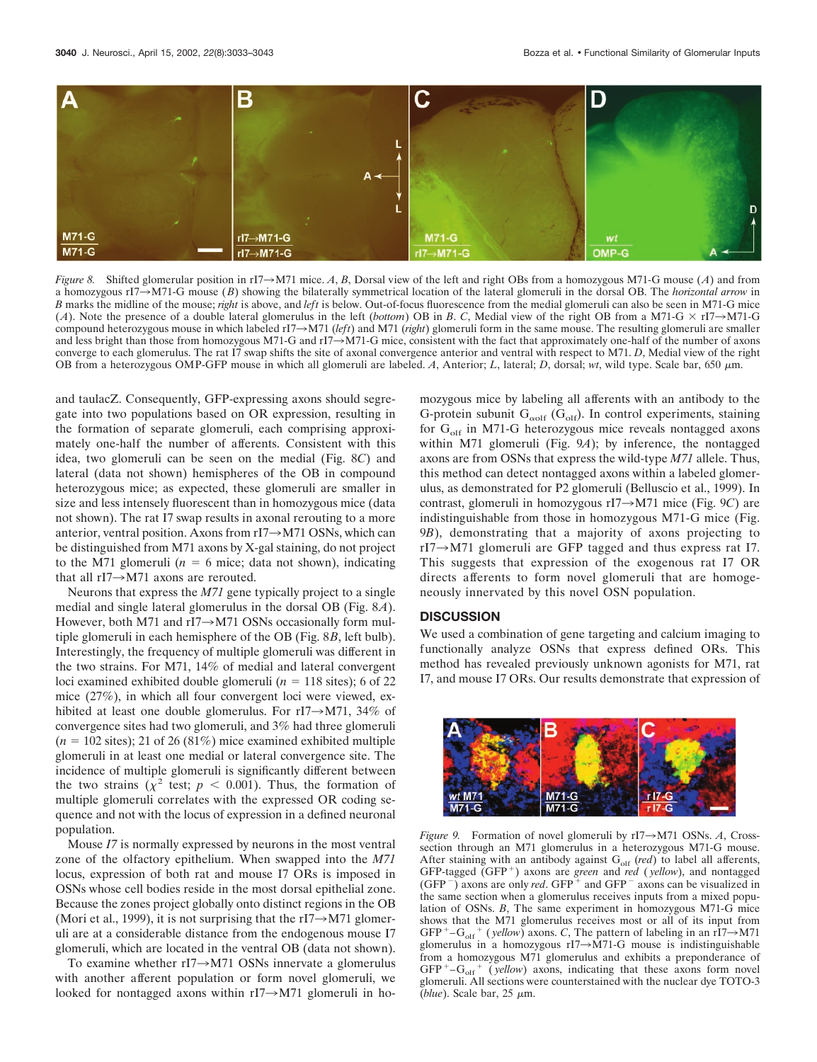Figure 8. Shifted glomerular position in rI7→M71 mice. *A*, *B*, Dorsal view of the left and right OBs from a homozygous M71-G mouse (*A*) and from a homozygous rI7→M71-G mouse (*B*) showing the bilaterally symmetrical location of the lateral glomeruli in the dorsal OB. The *horizontal arrow* in *B* marks the midline of the mouse; *right* is above, and *left* is below. Out-of-focus fluorescence from the medial glomeruli can also be seen in M71-G mice (*A*). Note the presence of a double lateral glomerulus in the left (*bottom*) OB in *B*. *C*, Medial view of the right OB from a M71-G × rI7→M71-G compound heterozygous mouse in which labeled rI7→M71 (*left*) and M71 (*right*) glomeruli form in the same mouse. The resulting glomeruli are smaller and less bright than those from homozygous M71-G and rI7→M71-G mice, consistent with the fact that approximately one-half of the number of axons converge to each glomerulus. The rat I7 swap shifts the site of axonal convergence anterior and ventral with respect to M71. *D*, Medial view of the right OB from a heterozygous OMP-GFP mouse in which all glomeruli are labeled. *A*, Anterior; *L*, lateral; *D*, dorsal; *wt*, wild type. Scale bar, 650 μm.

and taulacZ. Consequently, GFP-expressing axons should segregate into two populations based on OR expression, resulting in the formation of separate glomeruli, each comprising approximately one-half the number of afferents. Consistent with this idea, two glomeruli can be seen on the medial (Fig. 8*C*) and lateral (data not shown) hemispheres of the OB in compound heterozygous mice; as expected, these glomeruli are smaller in size and less intensely fluorescent than in homozygous mice (data not shown). The rat I7 swap results in axonal rerouting to a more anterior, ventral position. Axons from rI7→M71 OSNs, which can be distinguished from M71 axons by X-gal staining, do not project to the M71 glomeruli ($n = 6$ mice; data not shown), indicating that all rI7→M71 axons are rerouted.

Neurons that express the *M71* gene typically project to a single medial and single lateral glomerulus in the dorsal OB (Fig. 8*A*). However, both M71 and rI7→M71 OSNs occasionally form multiple glomeruli in each hemisphere of the OB (Fig. 8*B*, left bulb). Interestingly, the frequency of multiple glomeruli was different in the two strains. For M71, 14% of medial and lateral convergent loci examined exhibited double glomeruli ($n = 118$ sites); 6 of 22 mice (27%), in which all four convergent loci were viewed, exhibited at least one double glomerulus. For rI7→M71, 34% of convergence sites had two glomeruli, and 3% had three glomeruli ($n = 102$ sites); 21 of 26 (81%) mice examined exhibited multiple glomeruli in at least one medial or lateral convergence site. The incidence of multiple glomeruli is significantly different between the two strains ($\chi^2$ test; $p < 0.001$). Thus, the formation of multiple glomeruli correlates with the expressed OR coding sequence and not with the locus of expression in a defined neuronal population.

Mouse *I7* is normally expressed by neurons in the most ventral zone of the olfactory epithelium. When swapped into the *M71* locus, expression of both rat and mouse I7 ORs is imposed in OSNs whose cell bodies reside in the most dorsal epithelial zone. Because the zones project globally onto distinct regions in the OB (Mori et al., 1999), it is not surprising that the rI7→M71 glomeruli are at a considerable distance from the endogenous mouse I7 glomeruli, which are located in the ventral OB (data not shown).

To examine whether rI7→M71 OSNs innervate a glomerulus with another afferent population or form novel glomeruli, we looked for nontagged axons within rI7→M71 glomeruli in homozygous mice by labeling all afferents with an antibody to the G-protein subunit $G_{\alpha olf}$ ($G_{olf}$). In control experiments, staining for $G_{olf}$ in M71-G heterozygous mice reveals nontagged axons within M71 glomeruli (Fig. 9*A*); by inference, the nontagged axons are from OSNs that express the wild-type *M71* allele. Thus, this method can detect nontagged axons within a labeled glomerulus, as demonstrated for P2 glomeruli (Belluscio et al., 1999). In contrast, glomeruli in homozygous rI7→M71 mice (Fig. 9*C*) are indistinguishable from those in homozygous M71-G mice (Fig. 9*B*), demonstrating that a majority of axons projecting to rI7→M71 glomeruli are GFP tagged and thus express rat I7. This suggests that expression of the exogenous rat I7 OR directs afferents to form novel glomeruli that are homogeneously innervated by this novel OSN population.

## DISCUSSION

We used a combination of gene targeting and calcium imaging to functionally analyze OSNs that express defined ORs. This method has revealed previously unknown agonists for M71, rat I7, and mouse I7 ORs. Our results demonstrate that expression of

Figure 9. Formation of novel glomeruli by rI7→M71 OSNs. *A*, Cross-section through an M71 glomerulus in a heterozygous M71-G mouse. After staining with an antibody against $G_{olf}$ (*red*) to label all afferents, GFP-tagged ($GFP^+$) axons are *green* and *red* (*yellow*), and nontagged ($GFP^-$) axons are only *red*. $GFP^+$ and $GFP^-$ axons can be visualized in the same section when a glomerulus receives inputs from a mixed population of OSNs. *B*, The same experiment in homozygous M71-G mice shows that the M71 glomerulus receives most or all of its input from $GFP^+$–$G_{olf}^+$ (*yellow*) axons. *C*, The pattern of labeling in an rI7→M71 glomerulus in a homozygous rI7→M71-G mouse is indistinguishable from a homozygous M71 glomerulus and exhibits a preponderance of $GFP^+$–$G_{olf}^+$ (*yellow*) axons, indicating that these axons form novel glomeruli. All sections were counterstained with the nuclear dye TOTO-3 (*blue*). Scale bar, 25 μm.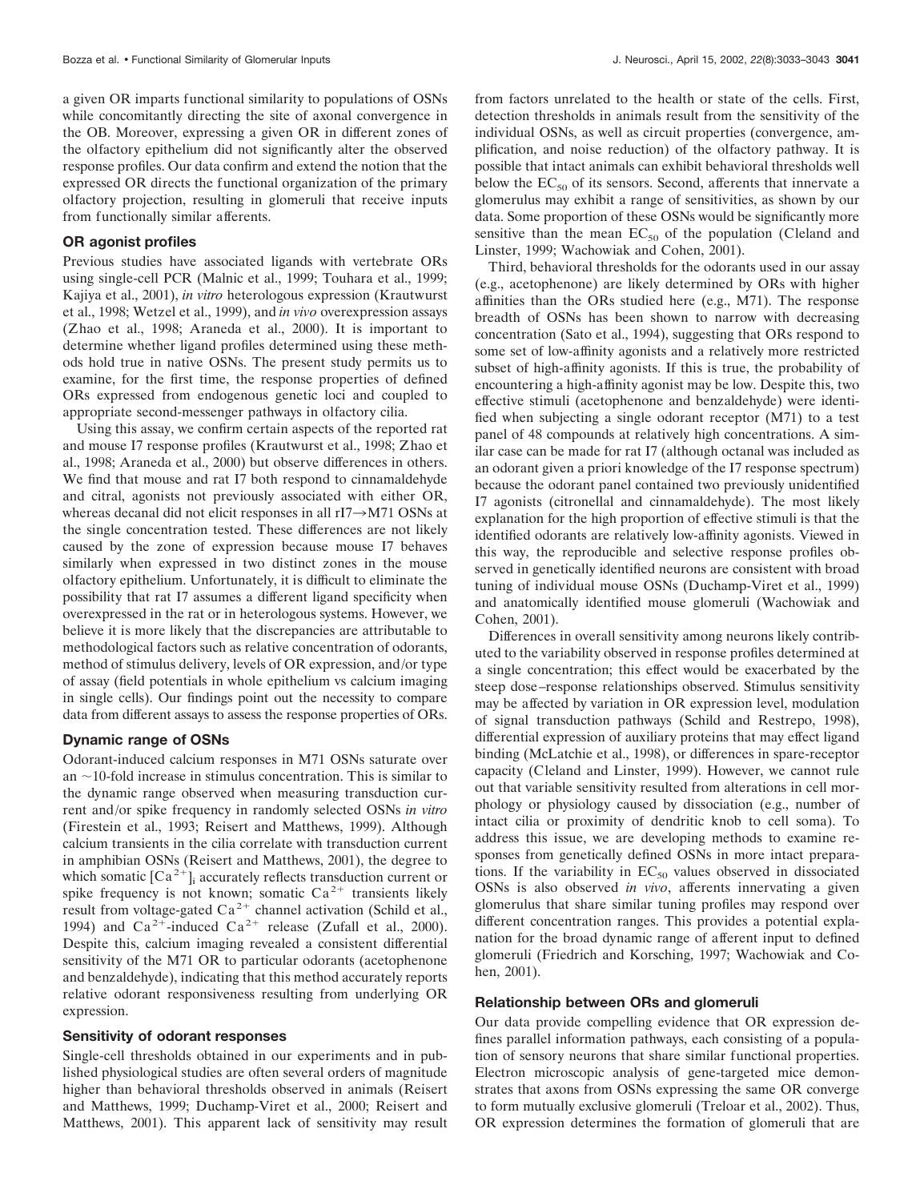a given OR imparts functional similarity to populations of OSNs while concomitantly directing the site of axonal convergence in the OB. Moreover, expressing a given OR in different zones of the olfactory epithelium did not significantly alter the observed response profiles. Our data confirm and extend the notion that the expressed OR directs the functional organization of the primary olfactory projection, resulting in glomeruli that receive inputs from functionally similar afferents.

### OR agonist profiles

Previous studies have associated ligands with vertebrate ORs using single-cell PCR (Malnic et al., 1999; Touhara et al., 1999; Kajiya et al., 2001), *in vitro* heterologous expression (Krautwurst et al., 1998; Wetzel et al., 1999), and *in vivo* overexpression assays (Zhao et al., 1998; Araneda et al., 2000). It is important to determine whether ligand profiles determined using these methods hold true in native OSNs. The present study permits us to examine, for the first time, the response properties of defined ORs expressed from endogenous genetic loci and coupled to appropriate second-messenger pathways in olfactory cilia.

Using this assay, we confirm certain aspects of the reported rat and mouse I7 response profiles (Krautwurst et al., 1998; Zhao et al., 1998; Araneda et al., 2000) but observe differences in others. We find that mouse and rat I7 both respond to cinnamaldehyde and citral, agonists not previously associated with either OR, whereas decanal did not elicit responses in all rI7→M71 OSNs at the single concentration tested. These differences are not likely caused by the zone of expression because mouse I7 behaves similarly when expressed in two distinct zones in the mouse olfactory epithelium. Unfortunately, it is difficult to eliminate the possibility that rat I7 assumes a different ligand specificity when overexpressed in the rat or in heterologous systems. However, we believe it is more likely that the discrepancies are attributable to methodological factors such as relative concentration of odorants, method of stimulus delivery, levels of OR expression, and/or type of assay (field potentials in whole epithelium vs calcium imaging in single cells). Our findings point out the necessity to compare data from different assays to assess the response properties of ORs.

### Dynamic range of OSNs

Odorant-induced calcium responses in M71 OSNs saturate over an ~10-fold increase in stimulus concentration. This is similar to the dynamic range observed when measuring transduction current and/or spike frequency in randomly selected OSNs *in vitro* (Firestein et al., 1993; Reisert and Matthews, 1999). Although calcium transients in the cilia correlate with transduction current in amphibian OSNs (Reisert and Matthews, 2001), the degree to which somatic $[Ca^{2+}]_i$ accurately reflects transduction current or spike frequency is not known; somatic $Ca^{2+}$ transients likely result from voltage-gated $Ca^{2+}$ channel activation (Schild et al., 1994) and $Ca^{2+}$-induced $Ca^{2+}$ release (Zufall et al., 2000). Despite this, calcium imaging revealed a consistent differential sensitivity of the M71 OR to particular odorants (acetophenone and benzaldehyde), indicating that this method accurately reports relative odorant responsiveness resulting from underlying OR expression.

### Sensitivity of odorant responses

Single-cell thresholds obtained in our experiments and in published physiological studies are often several orders of magnitude higher than behavioral thresholds observed in animals (Reisert and Matthews, 1999; Duchamp-Viret et al., 2000; Reisert and Matthews, 2001). This apparent lack of sensitivity may result from factors unrelated to the health or state of the cells. First, detection thresholds in animals result from the sensitivity of the individual OSNs, as well as circuit properties (convergence, amplification, and noise reduction) of the olfactory pathway. It is possible that intact animals can exhibit behavioral thresholds well below the $EC_{50}$ of its sensors. Second, afferents that innervate a glomerulus may exhibit a range of sensitivities, as shown by our data. Some proportion of these OSNs would be significantly more sensitive than the mean $EC_{50}$ of the population (Cleland and Linster, 1999; Wachowiak and Cohen, 2001).

Third, behavioral thresholds for the odorants used in our assay (e.g., acetophenone) are likely determined by ORs with higher affinities than the ORs studied here (e.g., M71). The response breadth of OSNs has been shown to narrow with decreasing concentration (Sato et al., 1994), suggesting that ORs respond to some set of low-affinity agonists and a relatively more restricted subset of high-affinity agonists. If this is true, the probability of encountering a high-affinity agonist may be low. Despite this, two effective stimuli (acetophenone and benzaldehyde) were identified when subjecting a single odorant receptor (M71) to a test panel of 48 compounds at relatively high concentrations. A similar case can be made for rat I7 (although octanal was included as an odorant given a priori knowledge of the I7 response spectrum) because the odorant panel contained two previously unidentified I7 agonists (citronellal and cinnamaldehyde). The most likely explanation for the high proportion of effective stimuli is that the identified odorants are relatively low-affinity agonists. Viewed in this way, the reproducible and selective response profiles observed in genetically identified neurons are consistent with broad tuning of individual mouse OSNs (Duchamp-Viret et al., 1999) and anatomically identified mouse glomeruli (Wachowiak and Cohen, 2001).

Differences in overall sensitivity among neurons likely contributed to the variability observed in response profiles determined at a single concentration; this effect would be exacerbated by the steep dose–response relationships observed. Stimulus sensitivity may be affected by variation in OR expression level, modulation of signal transduction pathways (Schild and Restrepo, 1998), differential expression of auxiliary proteins that may effect ligand binding (McLatchie et al., 1998), or differences in spare-receptor capacity (Cleland and Linster, 1999). However, we cannot rule out that variable sensitivity resulted from alterations in cell morphology or physiology caused by dissociation (e.g., number of intact cilia or proximity of dendritic knob to cell soma). To address this issue, we are developing methods to examine responses from genetically defined OSNs in more intact preparations. If the variability in $EC_{50}$ values observed in dissociated OSNs is also observed *in vivo*, afferents innervating a given glomerulus that share similar tuning profiles may respond over different concentration ranges. This provides a potential explanation for the broad dynamic range of afferent input to defined glomeruli (Friedrich and Korsching, 1997; Wachowiak and Cohen, 2001).

### Relationship between ORs and glomeruli

Our data provide compelling evidence that OR expression defines parallel information pathways, each consisting of a population of sensory neurons that share similar functional properties. Electron microscopic analysis of gene-targeted mice demonstrates that axons from OSNs expressing the same OR converge to form mutually exclusive glomeruli (Treloar et al., 2002). Thus, OR expression determines the formation of glomeruli that are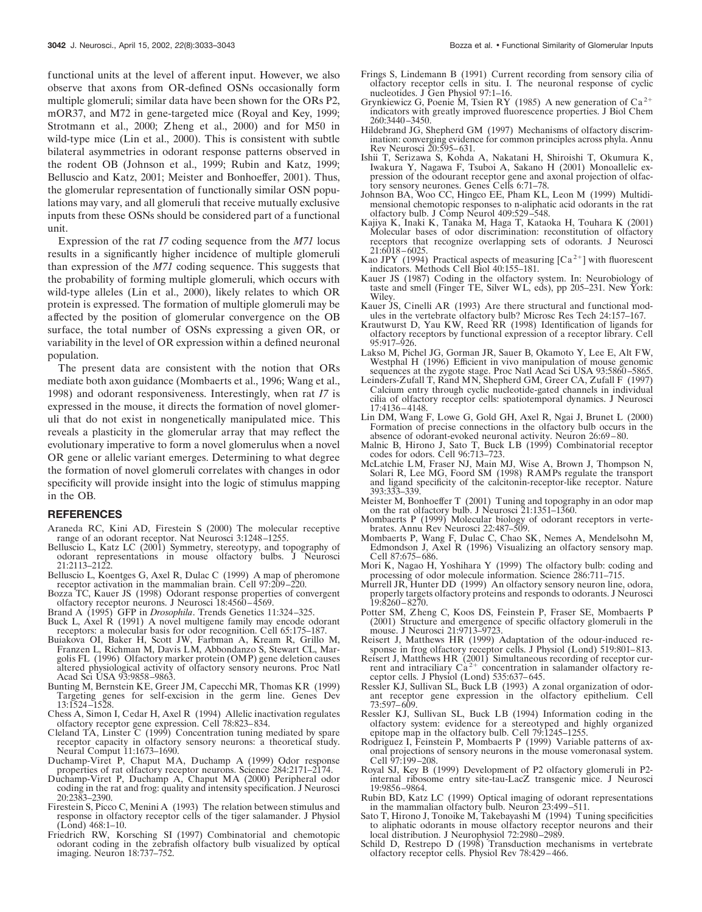functional units at the level of afferent input. However, we also observe that axons from OR-defined OSNs occasionally form multiple glomeruli; similar data have been shown for the ORs P2, mOR37, and M72 in gene-targeted mice (Royal and Key, 1999; Strotmann et al., 2000; Zheng et al., 2000) and for M50 in wild-type mice (Lin et al., 2000). This is consistent with subtle bilateral asymmetries in odorant response patterns observed in the rodent OB (Johnson et al., 1999; Rubin and Katz, 1999; Belluscio and Katz, 2001; Meister and Bonhoeffer, 2001). Thus, the glomerular representation of functionally similar OSN populations may vary, and all glomeruli that receive mutually exclusive inputs from these OSNs should be considered part of a functional unit.

Expression of the rat *I7* coding sequence from the *M71* locus results in a significantly higher incidence of multiple glomeruli than expression of the *M71* coding sequence. This suggests that the probability of forming multiple glomeruli, which occurs with wild-type alleles (Lin et al., 2000), likely relates to which OR protein is expressed. The formation of multiple glomeruli may be affected by the position of glomerular convergence on the OB surface, the total number of OSNs expressing a given OR, or variability in the level of OR expression within a defined neuronal population.

The present data are consistent with the notion that ORs mediate both axon guidance (Mombaerts et al., 1996; Wang et al., 1998) and odorant responsiveness. Interestingly, when rat *I7* is expressed in the mouse, it directs the formation of novel glomeruli that do not exist in nongenetically manipulated mice. This reveals a plasticity in the glomerular array that may reflect the evolutionary imperative to form a novel glomerulus when a novel OR gene or allelic variant emerges. Determining to what degree the formation of novel glomeruli correlates with changes in odor specificity will provide insight into the logic of stimulus mapping in the OB.

## REFERENCES

Araneda RC, Kini AD, Firestein S (2000) The molecular receptive range of an odorant receptor. Nat Neurosci 3:1248–1255.

Belluscio L, Katz LC (2001) Symmetry, stereotypy, and topography of odorant representations in mouse olfactory bulbs. J Neurosci 21:2113–2122.

Belluscio L, Koentges G, Axel R, Dulac C (1999) A map of pheromone receptor activation in the mammalian brain. Cell 97:209–220.

Bozza TC, Kauer JS (1998) Odorant response properties of convergent olfactory receptor neurons. J Neurosci 18:4560–4569.

Brand A (1995) GFP in *Drosophila*. Trends Genetics 11:324–325.

Buck L, Axel R (1991) A novel multigene family may encode odorant receptors: a molecular basis for odor recognition. Cell 65:175–187.

Buiakova OI, Baker H, Scott JW, Farbman A, Kream R, Grillo M, Franzen L, Richman M, Davis LM, Abbondanzo S, Stewart CL, Margolis FL (1996) Olfactory marker protein (OMP) gene deletion causes altered physiological activity of olfactory sensory neurons. Proc Natl Acad Sci USA 93:9858–9863.

Bunting M, Bernstein KE, Greer JM, Capecchi MR, Thomas KR (1999) Targeting genes for self-excision in the germ line. Genes Dev 13:1524–1528.

Chess A, Simon I, Cedar H, Axel R (1994) Allelic inactivation regulates olfactory receptor gene expression. Cell 78:823–834.

Cleland TA, Linster C (1999) Concentration tuning mediated by spare receptor capacity in olfactory sensory neurons: a theoretical study. Neural Comput 11:1673–1690.

Duchamp-Viret P, Chaput MA, Duchamp A (1999) Odor response properties of rat olfactory receptor neurons. Science 284:2171–2174.

Duchamp-Viret P, Duchamp A, Chaput MA (2000) Peripheral odor coding in the rat and frog: quality and intensity specification. J Neurosci 20:2383–2390.

Firestein S, Picco C, Menini A (1993) The relation between stimulus and response in olfactory receptor cells of the tiger salamander. J Physiol (Lond) 468:1–10.

Friedrich RW, Korsching SI (1997) Combinatorial and chemotopic odorant coding in the zebrafish olfactory bulb visualized by optical imaging. Neuron 18:737–752.

Frings S, Lindemann B (1991) Current recording from sensory cilia of olfactory receptor cells in situ. I. The neuronal response of cyclic nucleotides. J Gen Physiol 97:1–16.

Grynkiewicz G, Poenie M, Tsien RY (1985) A new generation of $Ca^{2+}$ indicators with greatly improved fluorescence properties. J Biol Chem 260:3440–3450.

Hildebrand JG, Shepherd GM (1997) Mechanisms of olfactory discrimination: converging evidence for common principles across phyla. Annu Rev Neurosci 20:595–631.

Ishii T, Serizawa S, Kohda A, Nakatani H, Shiroishi T, Okumura K, Iwakura Y, Nagawa F, Tsuboi A, Sakano H (2001) Monoallelic expression of the odourant receptor gene and axonal projection of olfactory sensory neurones. Genes Cells 6:71–78.

Johnson BA, Woo CC, Hingco EE, Pham KL, Leon M (1999) Multidimensional chemotopic responses to n-aliphatic acid odorants in the rat olfactory bulb. J Comp Neurol 409:529–548.

Kajiya K, Inaki K, Tanaka M, Haga T, Kataoka H, Touhara K (2001) Molecular bases of odor discrimination: reconstitution of olfactory receptors that recognize overlapping sets of odorants. J Neurosci 21:6018–6025.

Kao JPY (1994) Practical aspects of measuring $[Ca^{2+}]$ with fluorescent indicators. Methods Cell Biol 40:155–181.

Kauer JS (1987) Coding in the olfactory system. In: Neurobiology of taste and smell (Finger TE, Silver WL, eds), pp 205–231. New York: Wiley.

Kauer JS, Cinelli AR (1993) Are there structural and functional modules in the vertebrate olfactory bulb? Microsc Res Tech 24:157–167.

Krautwurst D, Yau KW, Reed RR (1998) Identification of ligands for olfactory receptors by functional expression of a receptor library. Cell 95:917–926.

Lakso M, Pichel JG, Gorman JR, Sauer B, Okamoto Y, Lee E, Alt FW, Westphal H (1996) Efficient in vivo manipulation of mouse genomic sequences at the zygote stage. Proc Natl Acad Sci USA 93:5860–5865.

Leinders-Zufall T, Rand MN, Shepherd GM, Greer CA, Zufall F (1997) Calcium entry through cyclic nucleotide-gated channels in individual cilia of olfactory receptor cells: spatiotemporal dynamics. J Neurosci 17:4136–4148.

Lin DM, Wang F, Lowe G, Gold GH, Axel R, Ngai J, Brunet L (2000) Formation of precise connections in the olfactory bulb occurs in the absence of odorant-evoked neuronal activity. Neuron 26:69–80.

Malnic B, Hirono J, Sato T, Buck LB (1999) Combinatorial receptor codes for odors. Cell 96:713–723.

McLatchie LM, Fraser NJ, Main MJ, Wise A, Brown J, Thompson N, Solari R, Lee MG, Foord SM (1998) RAMPs regulate the transport and ligand specificity of the calcitonin-receptor-like receptor. Nature 393:333–339.

Meister M, Bonhoeffer T (2001) Tuning and topography in an odor map on the rat olfactory bulb. J Neurosci 21:1351–1360.

Mombaerts P (1999) Molecular biology of odorant receptors in vertebrates. Annu Rev Neurosci 22:487–509.

Mombaerts P, Wang F, Dulac C, Chao SK, Nemes A, Mendelsohn M, Edmondson J, Axel R (1996) Visualizing an olfactory sensory map. Cell 87:675–686.

Mori K, Nagao H, Yoshihara Y (1999) The olfactory bulb: coding and processing of odor molecule information. Science 286:711–715.

Murrell JR, Hunter DD (1999) An olfactory sensory neuron line, odora, properly targets olfactory proteins and responds to odorants. J Neurosci 19:8260–8270.

Potter SM, Zheng C, Koos DS, Feinstein P, Fraser SE, Mombaerts P (2001) Structure and emergence of specific olfactory glomeruli in the mouse. J Neurosci 21:9713–9723.

Reisert J, Matthews HR (1999) Adaptation of the odour-induced response in frog olfactory receptor cells. J Physiol (Lond) 519:801–813.

Reisert J, Matthews HR (2001) Simultaneous recording of receptor current and intraciliary $Ca^{2+}$ concentration in salamander olfactory receptor cells. J Physiol (Lond) 535:637–645.

Ressler KJ, Sullivan SL, Buck LB (1993) A zonal organization of odorant receptor gene expression in the olfactory epithelium. Cell 73:597–609.

Ressler KJ, Sullivan SL, Buck LB (1994) Information coding in the olfactory system: evidence for a stereotyped and highly organized epitope map in the olfactory bulb. Cell 79:1245–1255.

Rodriguez I, Feinstein P, Mombaerts P (1999) Variable patterns of axonal projections of sensory neurons in the mouse vomeronasal system. Cell 97:199–208.

Royal SJ, Key B (1999) Development of P2 olfactory glomeruli in P2-internal ribosome entry site-tau-LacZ transgenic mice. J Neurosci 19:9856–9864.

Rubin BD, Katz LC (1999) Optical imaging of odorant representations in the mammalian olfactory bulb. Neuron 23:499–511.

Sato T, Hirono J, Tonoike M, Takebayashi M (1994) Tuning specificities to aliphatic odorants in mouse olfactory receptor neurons and their local distribution. J Neurophysiol 72:2980–2989.

Schild D, Restrepo D (1998) Transduction mechanisms in vertebrate olfactory receptor cells. Physiol Rev 78:429–466.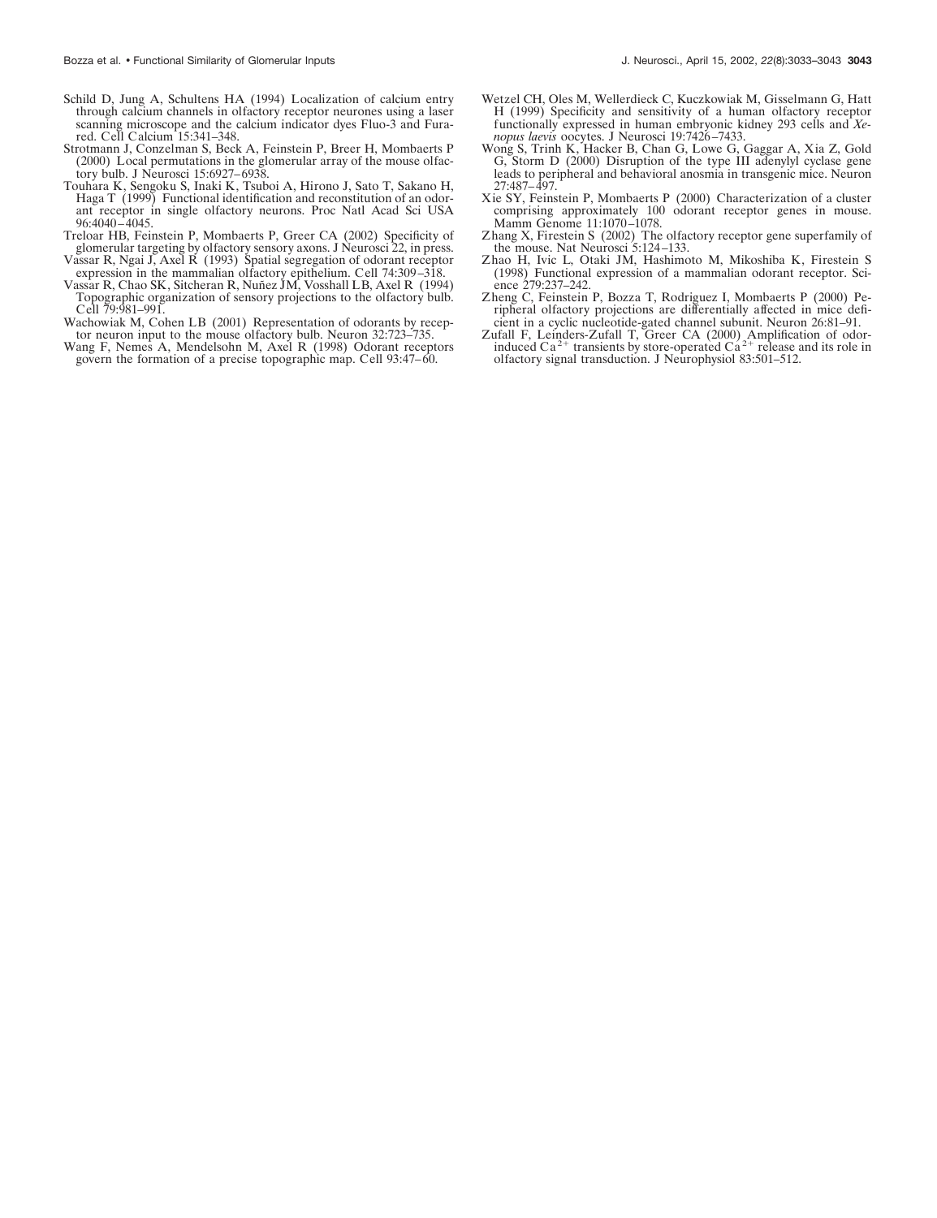Schild D, Jung A, Schultens HA (1994) Localization of calcium entry through calcium channels in olfactory receptor neurones using a laser scanning microscope and the calcium indicator dyes Fluo-3 and Fura-red. Cell Calcium 15:341–348.

Strotmann J, Conzelman S, Beck A, Feinstein P, Breer H, Mombaerts P (2000) Local permutations in the glomerular array of the mouse olfactory bulb. J Neurosci 15:6927–6938.

Touhara K, Sengoku S, Inaki K, Tsuboi A, Hirono J, Sato T, Sakano H, Haga T (1999) Functional identification and reconstitution of an odorant receptor in single olfactory neurons. Proc Natl Acad Sci USA 96:4040–4045.

Treloar HB, Feinstein P, Mombaerts P, Greer CA (2002) Specificity of glomerular targeting by olfactory sensory axons. J Neurosci 22, in press.

Vassar R, Ngai J, Axel R (1993) Spatial segregation of odorant receptor expression in the mammalian olfactory epithelium. Cell 74:309–318.

Vassar R, Chao SK, Sitcheran R, Nuñez JM, Vosshall LB, Axel R (1994) Topographic organization of sensory projections to the olfactory bulb. Cell 79:981–991.

Wachowiak M, Cohen LB (2001) Representation of odorants by receptor neuron input to the mouse olfactory bulb. Neuron 32:723–735.

Wang F, Nemes A, Mendelsohn M, Axel R (1998) Odorant receptors govern the formation of a precise topographic map. Cell 93:47–60.

Wetzel CH, Oles M, Wellerdieck C, Kuczkowiak M, Gisselmann G, Hatt H (1999) Specificity and sensitivity of a human olfactory receptor functionally expressed in human embryonic kidney 293 cells and *Xenopus laevis* oocytes. J Neurosci 19:7426–7433.

Wong S, Trinh K, Hacker B, Chan G, Lowe G, Gaggar A, Xia Z, Gold G, Storm D (2000) Disruption of the type III adenylyl cyclase gene leads to peripheral and behavioral anosmia in transgenic mice. Neuron 27:487–497.

Xie SY, Feinstein P, Mombaerts P (2000) Characterization of a cluster comprising approximately 100 odorant receptor genes in mouse. Mamm Genome 11:1070–1078.

Zhang X, Firestein S (2002) The olfactory receptor gene superfamily of the mouse. Nat Neurosci 5:124–133.

Zhao H, Ivic L, Otaki JM, Hashimoto M, Mikoshiba K, Firestein S (1998) Functional expression of a mammalian odorant receptor. Science 279:237–242.

Zheng C, Feinstein P, Bozza T, Rodriguez I, Mombaerts P (2000) Peripheral olfactory projections are differentially affected in mice deficient in a cyclic nucleotide-gated channel subunit. Neuron 26:81–91.

Zufall F, Leinders-Zufall T, Greer CA (2000) Amplification of odor-induced $Ca^{2+}$ transients by store-operated $Ca^{2+}$ release and its role in olfactory signal transduction. J Neurophysiol 83:501–512.